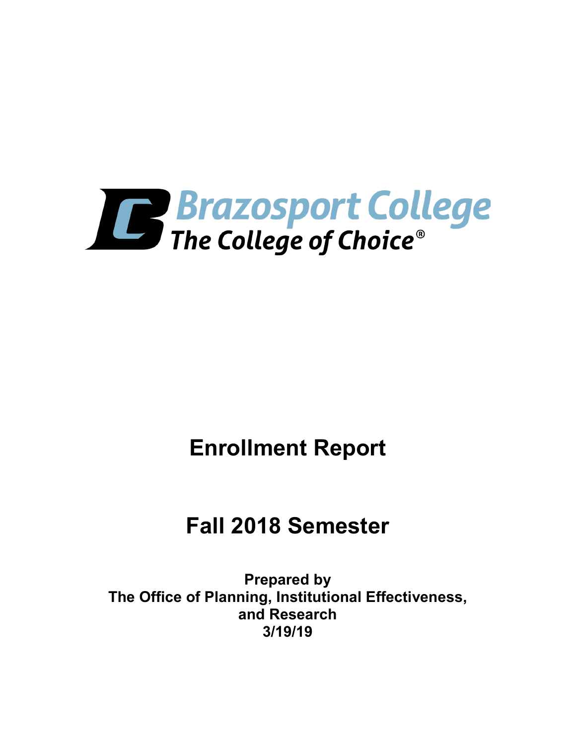Brazosport College

The College of Choice®

# Enrollment Report

# Fall 2018 Semester

**Prepared by**
**The Office of Planning, Institutional Effectiveness, and Research**
**3/19/19**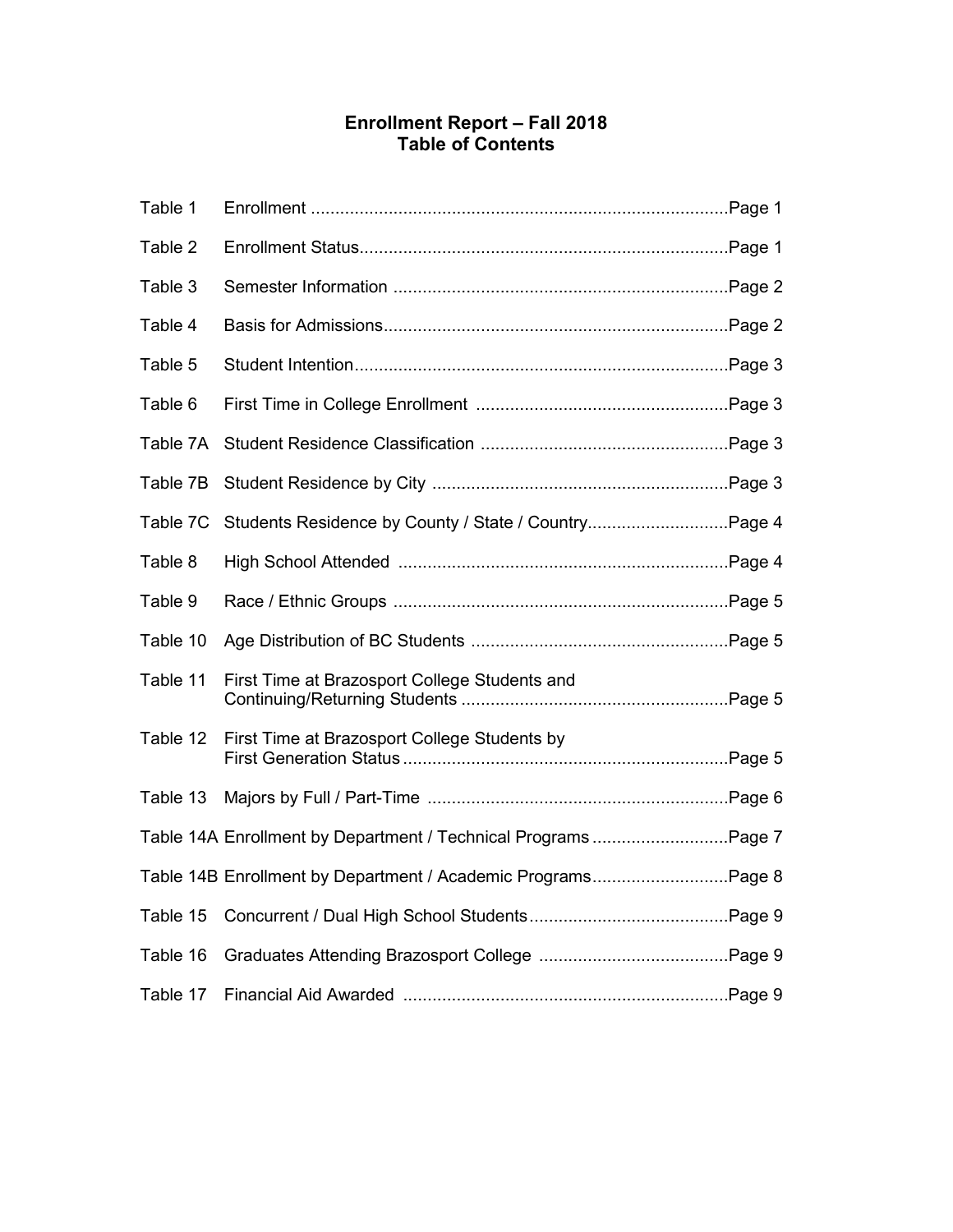# Enrollment Report – Fall 2018
## Table of Contents

| Table | Title | Page |
|---|---|---|
| Table 1 | Enrollment | Page 1 |
| Table 2 | Enrollment Status | Page 1 |
| Table 3 | Semester Information | Page 2 |
| Table 4 | Basis for Admissions | Page 2 |
| Table 5 | Student Intention | Page 3 |
| Table 6 | First Time in College Enrollment | Page 3 |
| Table 7A | Student Residence Classification | Page 3 |
| Table 7B | Student Residence by City | Page 3 |
| Table 7C | Students Residence by County / State / Country | Page 4 |
| Table 8 | High School Attended | Page 4 |
| Table 9 | Race / Ethnic Groups | Page 5 |
| Table 10 | Age Distribution of BC Students | Page 5 |
| Table 11 | First Time at Brazosport College Students and Continuing/Returning Students | Page 5 |
| Table 12 | First Time at Brazosport College Students by First Generation Status | Page 5 |
| Table 13 | Majors by Full / Part-Time | Page 6 |
| Table 14A | Enrollment by Department / Technical Programs | Page 7 |
| Table 14B | Enrollment by Department / Academic Programs | Page 8 |
| Table 15 | Concurrent / Dual High School Students | Page 9 |
| Table 16 | Graduates Attending Brazosport College | Page 9 |
| Table 17 | Financial Aid Awarded | Page 9 |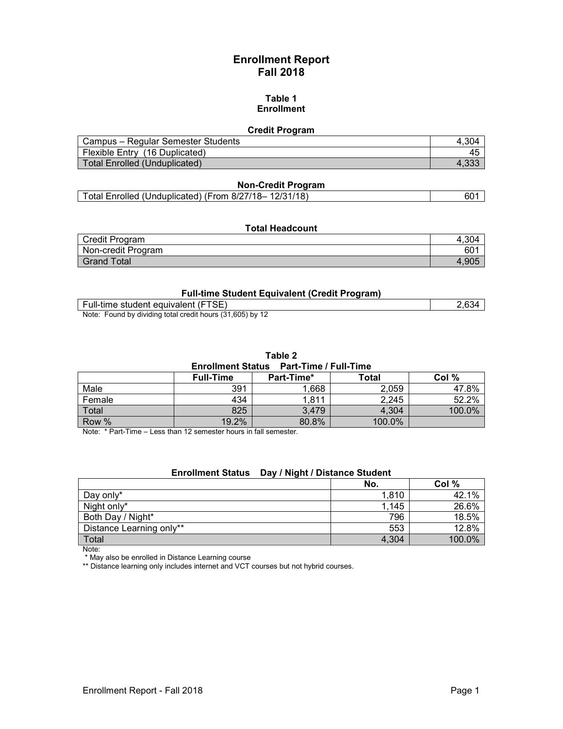# Enrollment Report
# Fall 2018

### Table 1
### Enrollment

**Credit Program**

| | |
|---|---|
| Campus – Regular Semester Students | 4,304 |
| Flexible Entry (16 Duplicated) | 45 |
| Total Enrolled (Unduplicated) | 4,333 |

**Non-Credit Program**

| | |
|---|---|
| Total Enrolled (Unduplicated) (From 8/27/18– 12/31/18) | 601 |

**Total Headcount**

| | |
|---|---|
| Credit Program | 4,304 |
| Non-credit Program | 601 |
| Grand Total | 4,905 |

**Full-time Student Equivalent (Credit Program)**

| | |
|---|---|
| Full-time student equivalent (FTSE) | 2,634 |

Note: Found by dividing total credit hours (31,605) by 12

### Table 2
**Enrollment Status Part-Time / Full-Time**

| | Full-Time | Part-Time* | Total | Col % |
|---|---|---|---|---|
| Male | 391 | 1,668 | 2,059 | 47.8% |
| Female | 434 | 1,811 | 2,245 | 52.2% |
| Total | 825 | 3,479 | 4,304 | 100.0% |
| Row % | 19.2% | 80.8% | 100.0% | |

Note: * Part-Time – Less than 12 semester hours in fall semester.

**Enrollment Status Day / Night / Distance Student**

| | No. | Col % |
|---|---|---|
| Day only* | 1,810 | 42.1% |
| Night only* | 1,145 | 26.6% |
| Both Day / Night* | 796 | 18.5% |
| Distance Learning only** | 553 | 12.8% |
| Total | 4,304 | 100.0% |

Note:
* May also be enrolled in Distance Learning course
** Distance learning only includes internet and VCT courses but not hybrid courses.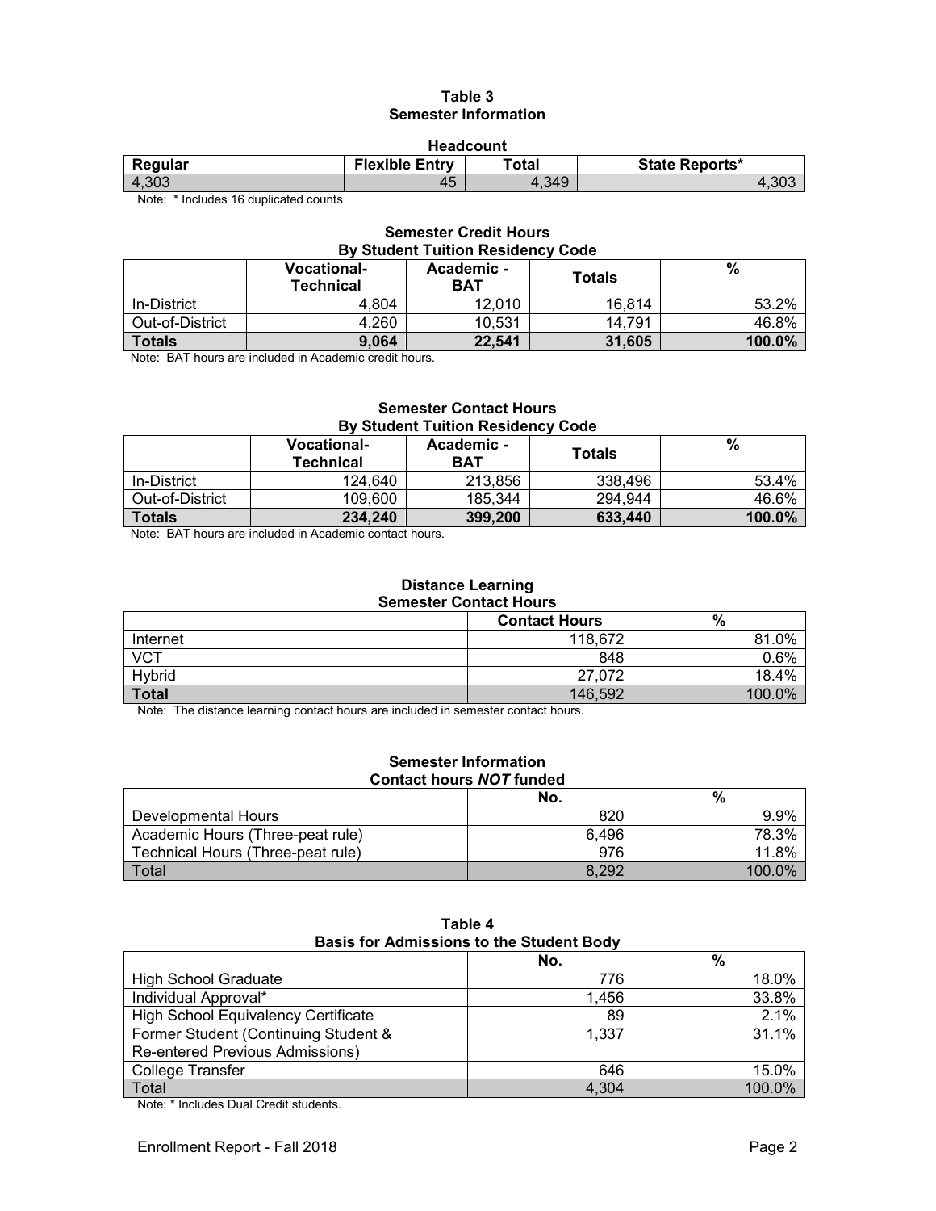## Table 3
## Semester Information

### Headcount

| Regular | Flexible Entry | Total | State Reports* |
|---|---|---|---|
| 4,303 | 45 | 4,349 | 4,303 |

Note: * Includes 16 duplicated counts

### Semester Credit Hours
### By Student Tuition Residency Code

| | Vocational-Technical | Academic - BAT | Totals | % |
|---|---|---|---|---|
| In-District | 4,804 | 12,010 | 16,814 | 53.2% |
| Out-of-District | 4,260 | 10,531 | 14,791 | 46.8% |
| **Totals** | **9,064** | **22,541** | **31,605** | **100.0%** |

Note: BAT hours are included in Academic credit hours.

### Semester Contact Hours
### By Student Tuition Residency Code

| | Vocational-Technical | Academic - BAT | Totals | % |
|---|---|---|---|---|
| In-District | 124,640 | 213,856 | 338,496 | 53.4% |
| Out-of-District | 109,600 | 185,344 | 294,944 | 46.6% |
| **Totals** | **234,240** | **399,200** | **633,440** | **100.0%** |

Note: BAT hours are included in Academic contact hours.

### Distance Learning
### Semester Contact Hours

| | Contact Hours | % |
|---|---|---|
| Internet | 118,672 | 81.0% |
| VCT | 848 | 0.6% |
| Hybrid | 27,072 | 18.4% |
| **Total** | 146,592 | 100.0% |

Note: The distance learning contact hours are included in semester contact hours.

### Semester Information
### Contact hours *NOT* funded

| | No. | % |
|---|---|---|
| Developmental Hours | 820 | 9.9% |
| Academic Hours (Three-peat rule) | 6,496 | 78.3% |
| Technical Hours (Three-peat rule) | 976 | 11.8% |
| Total | 8,292 | 100.0% |

## Table 4
## Basis for Admissions to the Student Body

| | No. | % |
|---|---|---|
| High School Graduate | 776 | 18.0% |
| Individual Approval* | 1,456 | 33.8% |
| High School Equivalency Certificate | 89 | 2.1% |
| Former Student (Continuing Student & Re-entered Previous Admissions) | 1,337 | 31.1% |
| College Transfer | 646 | 15.0% |
| Total | 4,304 | 100.0% |

Note: * Includes Dual Credit students.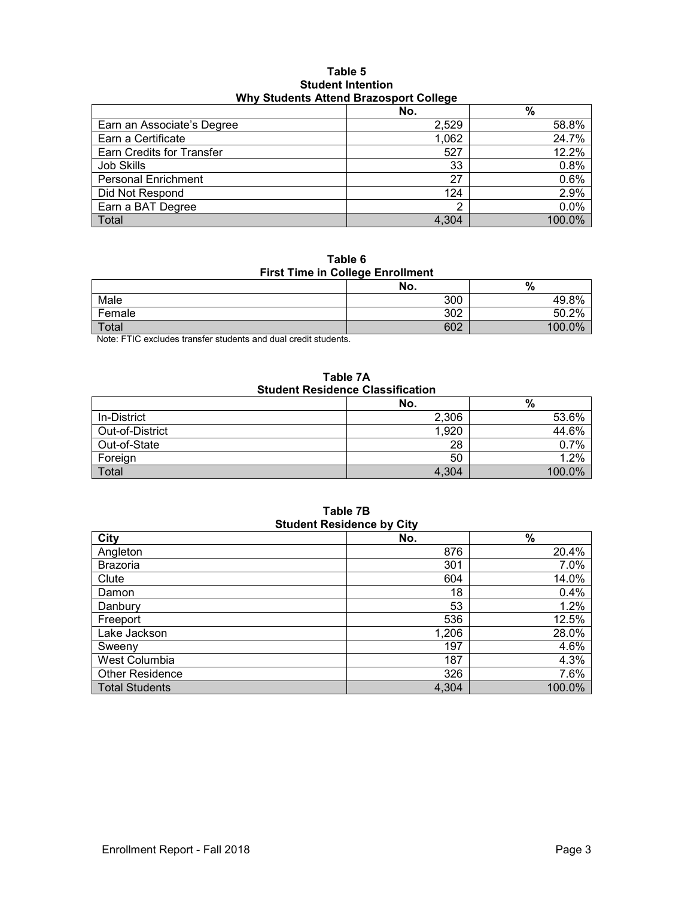**Table 5**
**Student Intention**
**Why Students Attend Brazosport College**

| | No. | % |
|---|---|---|
| Earn an Associate's Degree | 2,529 | 58.8% |
| Earn a Certificate | 1,062 | 24.7% |
| Earn Credits for Transfer | 527 | 12.2% |
| Job Skills | 33 | 0.8% |
| Personal Enrichment | 27 | 0.6% |
| Did Not Respond | 124 | 2.9% |
| Earn a BAT Degree | 2 | 0.0% |
| Total | 4,304 | 100.0% |

**Table 6**
**First Time in College Enrollment**

| | No. | % |
|---|---|---|
| Male | 300 | 49.8% |
| Female | 302 | 50.2% |
| Total | 602 | 100.0% |

Note: FTIC excludes transfer students and dual credit students.

**Table 7A**
**Student Residence Classification**

| | No. | % |
|---|---|---|
| In-District | 2,306 | 53.6% |
| Out-of-District | 1,920 | 44.6% |
| Out-of-State | 28 | 0.7% |
| Foreign | 50 | 1.2% |
| Total | 4,304 | 100.0% |

**Table 7B**
**Student Residence by City**

| City | No. | % |
|---|---|---|
| Angleton | 876 | 20.4% |
| Brazoria | 301 | 7.0% |
| Clute | 604 | 14.0% |
| Damon | 18 | 0.4% |
| Danbury | 53 | 1.2% |
| Freeport | 536 | 12.5% |
| Lake Jackson | 1,206 | 28.0% |
| Sweeny | 197 | 4.6% |
| West Columbia | 187 | 4.3% |
| Other Residence | 326 | 7.6% |
| Total Students | 4,304 | 100.0% |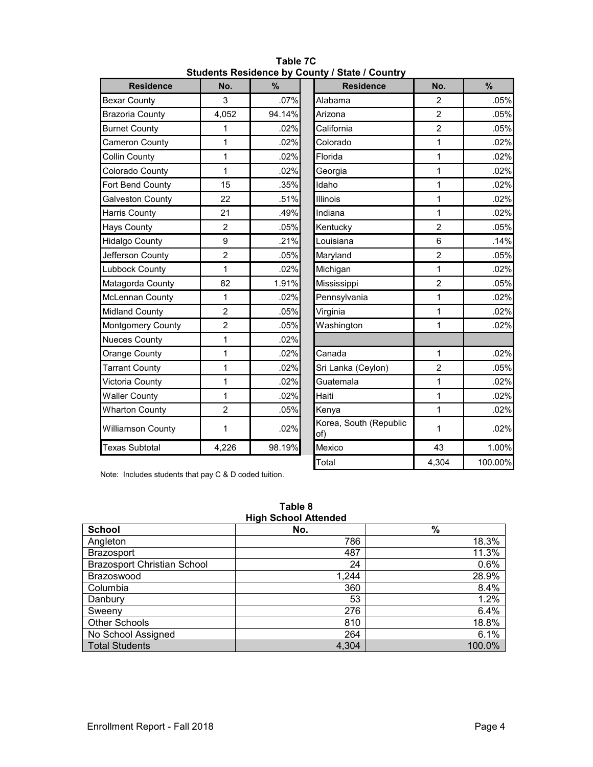**Table 7C**
**Students Residence by County / State / Country**

| Residence | No. | % | Residence | No. | % |
|---|---|---|---|---|---|
| Bexar County | 3 | .07% | Alabama | 2 | .05% |
| Brazoria County | 4,052 | 94.14% | Arizona | 2 | .05% |
| Burnet County | 1 | .02% | California | 2 | .05% |
| Cameron County | 1 | .02% | Colorado | 1 | .02% |
| Collin County | 1 | .02% | Florida | 1 | .02% |
| Colorado County | 1 | .02% | Georgia | 1 | .02% |
| Fort Bend County | 15 | .35% | Idaho | 1 | .02% |
| Galveston County | 22 | .51% | Illinois | 1 | .02% |
| Harris County | 21 | .49% | Indiana | 1 | .02% |
| Hays County | 2 | .05% | Kentucky | 2 | .05% |
| Hidalgo County | 9 | .21% | Louisiana | 6 | .14% |
| Jefferson County | 2 | .05% | Maryland | 2 | .05% |
| Lubbock County | 1 | .02% | Michigan | 1 | .02% |
| Matagorda County | 82 | 1.91% | Mississippi | 2 | .05% |
| McLennan County | 1 | .02% | Pennsylvania | 1 | .02% |
| Midland County | 2 | .05% | Virginia | 1 | .02% |
| Montgomery County | 2 | .05% | Washington | 1 | .02% |
| Nueces County | 1 | .02% | | | |
| Orange County | 1 | .02% | Canada | 1 | .02% |
| Tarrant County | 1 | .02% | Sri Lanka (Ceylon) | 2 | .05% |
| Victoria County | 1 | .02% | Guatemala | 1 | .02% |
| Waller County | 1 | .02% | Haiti | 1 | .02% |
| Wharton County | 2 | .05% | Kenya | 1 | .02% |
| Williamson County | 1 | .02% | Korea, South (Republic of) | 1 | .02% |
| Texas Subtotal | 4,226 | 98.19% | Mexico | 43 | 1.00% |
| | | | Total | 4,304 | 100.00% |

Note: Includes students that pay C & D coded tuition.

**Table 8**
**High School Attended**

| School | No. | % |
|---|---|---|
| Angleton | 786 | 18.3% |
| Brazosport | 487 | 11.3% |
| Brazosport Christian School | 24 | 0.6% |
| Brazoswood | 1,244 | 28.9% |
| Columbia | 360 | 8.4% |
| Danbury | 53 | 1.2% |
| Sweeny | 276 | 6.4% |
| Other Schools | 810 | 18.8% |
| No School Assigned | 264 | 6.1% |
| Total Students | 4,304 | 100.0% |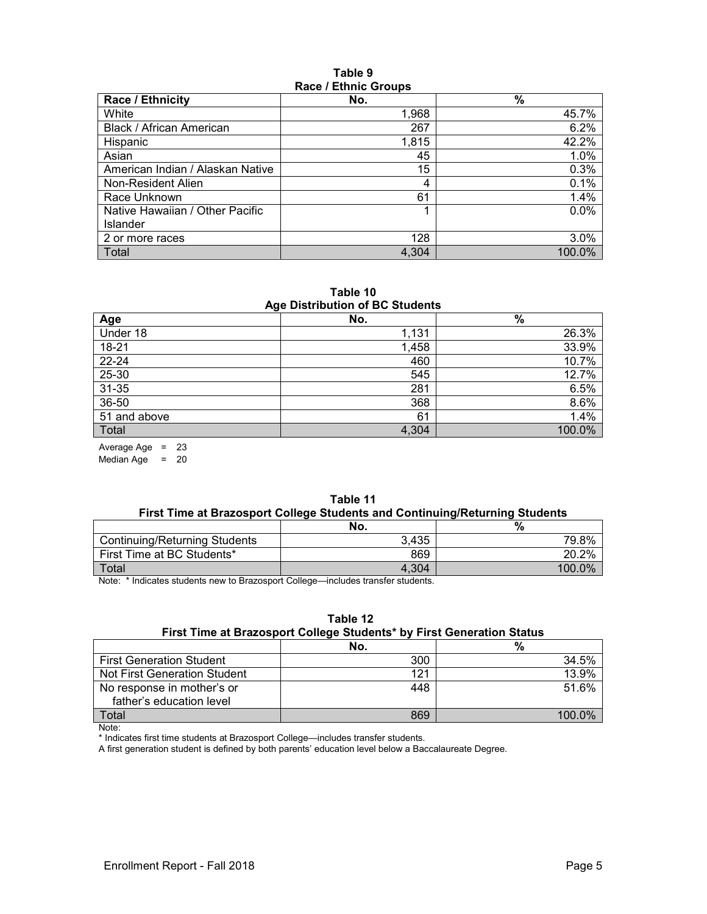**Table 9**
**Race / Ethnic Groups**

| Race / Ethnicity | No. | % |
|---|---|---|
| White | 1,968 | 45.7% |
| Black / African American | 267 | 6.2% |
| Hispanic | 1,815 | 42.2% |
| Asian | 45 | 1.0% |
| American Indian / Alaskan Native | 15 | 0.3% |
| Non-Resident Alien | 4 | 0.1% |
| Race Unknown | 61 | 1.4% |
| Native Hawaiian / Other Pacific Islander | 1 | 0.0% |
| 2 or more races | 128 | 3.0% |
| Total | 4,304 | 100.0% |

**Table 10**
**Age Distribution of BC Students**

| Age | No. | % |
|---|---|---|
| Under 18 | 1,131 | 26.3% |
| 18-21 | 1,458 | 33.9% |
| 22-24 | 460 | 10.7% |
| 25-30 | 545 | 12.7% |
| 31-35 | 281 | 6.5% |
| 36-50 | 368 | 8.6% |
| 51 and above | 61 | 1.4% |
| Total | 4,304 | 100.0% |

Average Age = 23
Median Age = 20

**Table 11**
**First Time at Brazosport College Students and Continuing/Returning Students**

| | No. | % |
|---|---|---|
| Continuing/Returning Students | 3,435 | 79.8% |
| First Time at BC Students* | 869 | 20.2% |
| Total | 4,304 | 100.0% |

Note: * Indicates students new to Brazosport College—includes transfer students.

**Table 12**
**First Time at Brazosport College Students* by First Generation Status**

| | No. | % |
|---|---|---|
| First Generation Student | 300 | 34.5% |
| Not First Generation Student | 121 | 13.9% |
| No response in mother's or father's education level | 448 | 51.6% |
| Total | 869 | 100.0% |

Note:
* Indicates first time students at Brazosport College—includes transfer students.
A first generation student is defined by both parents' education level below a Baccalaureate Degree.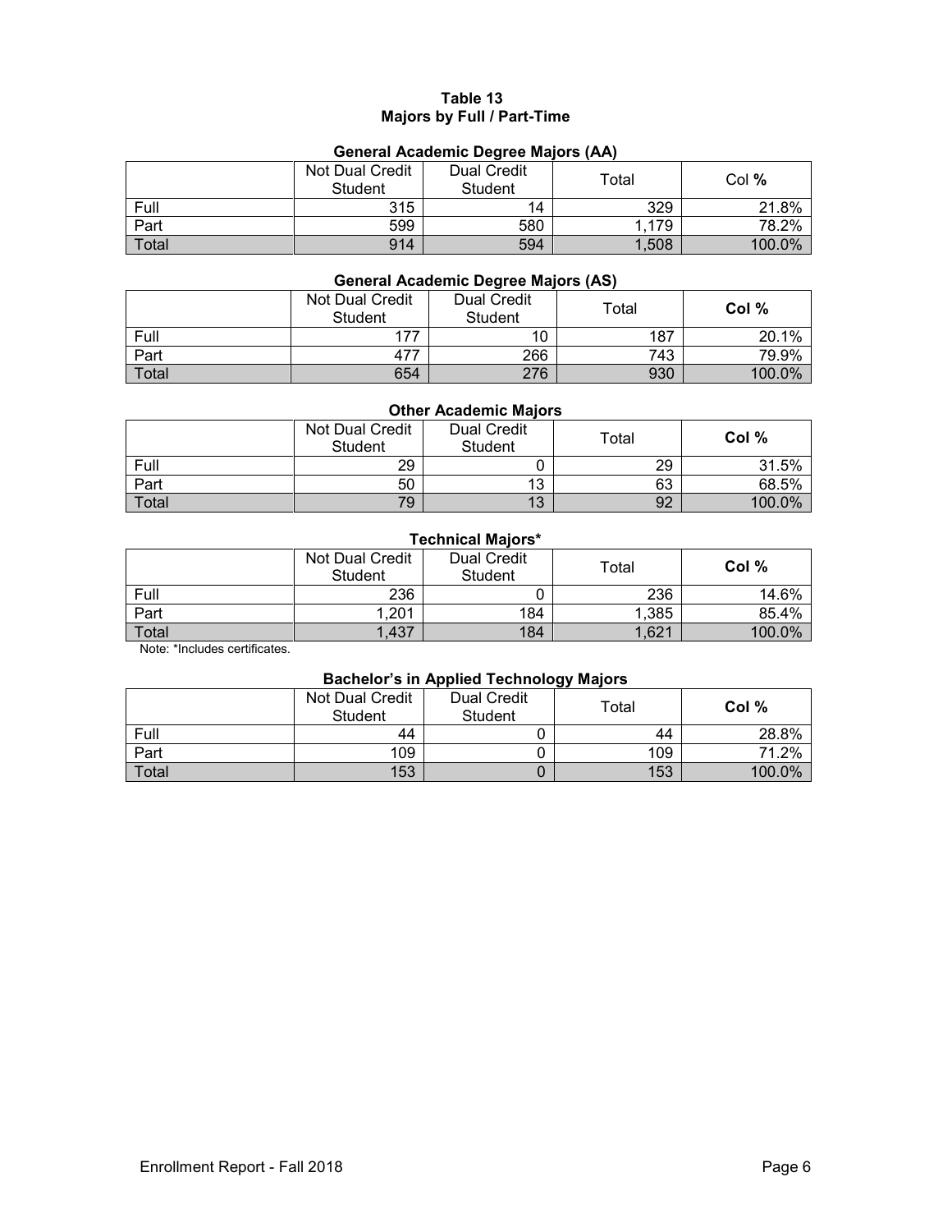# Table 13
## Majors by Full / Part-Time

### General Academic Degree Majors (AA)

| | Not Dual Credit Student | Dual Credit Student | Total | Col % |
|---|---|---|---|---|
| Full | 315 | 14 | 329 | 21.8% |
| Part | 599 | 580 | 1,179 | 78.2% |
| Total | 914 | 594 | 1,508 | 100.0% |

### General Academic Degree Majors (AS)

| | Not Dual Credit Student | Dual Credit Student | Total | Col % |
|---|---|---|---|---|
| Full | 177 | 10 | 187 | 20.1% |
| Part | 477 | 266 | 743 | 79.9% |
| Total | 654 | 276 | 930 | 100.0% |

### Other Academic Majors

| | Not Dual Credit Student | Dual Credit Student | Total | Col % |
|---|---|---|---|---|
| Full | 29 | 0 | 29 | 31.5% |
| Part | 50 | 13 | 63 | 68.5% |
| Total | 79 | 13 | 92 | 100.0% |

### Technical Majors*

| | Not Dual Credit Student | Dual Credit Student | Total | Col % |
|---|---|---|---|---|
| Full | 236 | 0 | 236 | 14.6% |
| Part | 1,201 | 184 | 1,385 | 85.4% |
| Total | 1,437 | 184 | 1,621 | 100.0% |

Note: *Includes certificates.

### Bachelor's in Applied Technology Majors

| | Not Dual Credit Student | Dual Credit Student | Total | Col % |
|---|---|---|---|---|
| Full | 44 | 0 | 44 | 28.8% |
| Part | 109 | 0 | 109 | 71.2% |
| Total | 153 | 0 | 153 | 100.0% |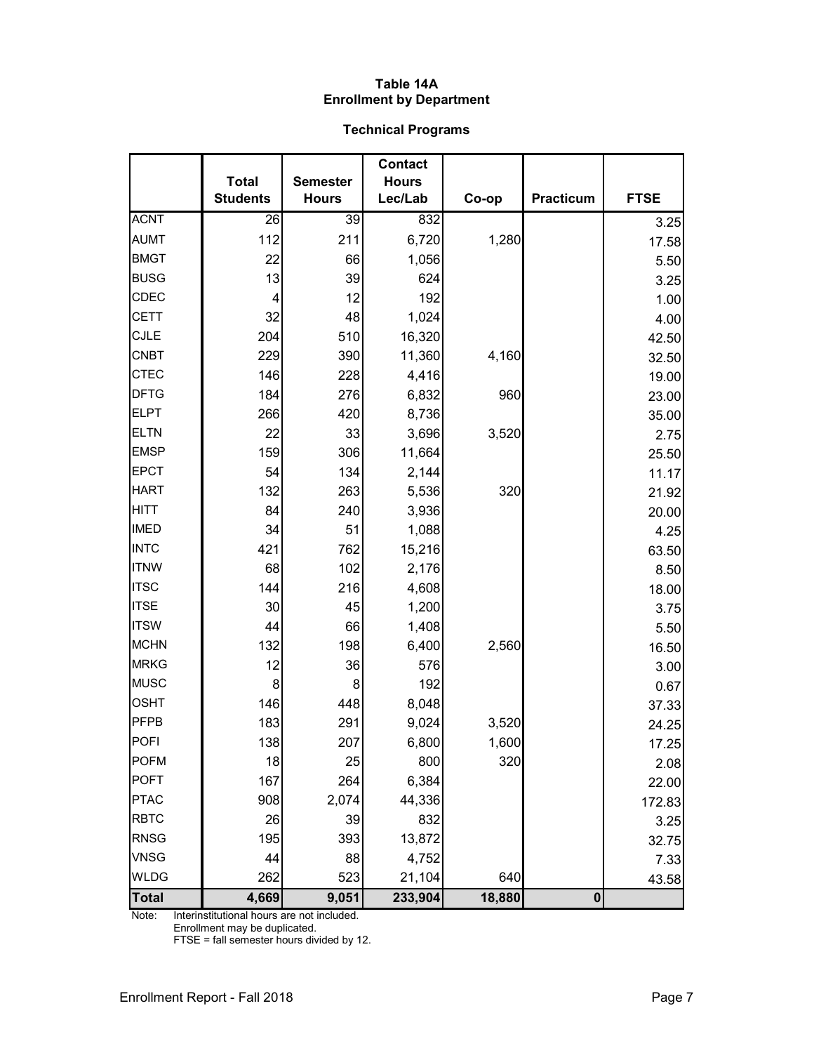# Table 14A
# Enrollment by Department

## Technical Programs

| | Total Students | Semester Hours | Contact Hours Lec/Lab | Co-op | Practicum | FTSE |
|---|---|---|---|---|---|---|
| ACNT | 26 | 39 | 832 | | | 3.25 |
| AUMT | 112 | 211 | 6,720 | 1,280 | | 17.58 |
| BMGT | 22 | 66 | 1,056 | | | 5.50 |
| BUSG | 13 | 39 | 624 | | | 3.25 |
| CDEC | 4 | 12 | 192 | | | 1.00 |
| CETT | 32 | 48 | 1,024 | | | 4.00 |
| CJLE | 204 | 510 | 16,320 | | | 42.50 |
| CNBT | 229 | 390 | 11,360 | 4,160 | | 32.50 |
| CTEC | 146 | 228 | 4,416 | | | 19.00 |
| DFTG | 184 | 276 | 6,832 | 960 | | 23.00 |
| ELPT | 266 | 420 | 8,736 | | | 35.00 |
| ELTN | 22 | 33 | 3,696 | 3,520 | | 2.75 |
| EMSP | 159 | 306 | 11,664 | | | 25.50 |
| EPCT | 54 | 134 | 2,144 | | | 11.17 |
| HART | 132 | 263 | 5,536 | 320 | | 21.92 |
| HITT | 84 | 240 | 3,936 | | | 20.00 |
| IMED | 34 | 51 | 1,088 | | | 4.25 |
| INTC | 421 | 762 | 15,216 | | | 63.50 |
| ITNW | 68 | 102 | 2,176 | | | 8.50 |
| ITSC | 144 | 216 | 4,608 | | | 18.00 |
| ITSE | 30 | 45 | 1,200 | | | 3.75 |
| ITSW | 44 | 66 | 1,408 | | | 5.50 |
| MCHN | 132 | 198 | 6,400 | 2,560 | | 16.50 |
| MRKG | 12 | 36 | 576 | | | 3.00 |
| MUSC | 8 | 8 | 192 | | | 0.67 |
| OSHT | 146 | 448 | 8,048 | | | 37.33 |
| PFPB | 183 | 291 | 9,024 | 3,520 | | 24.25 |
| POFI | 138 | 207 | 6,800 | 1,600 | | 17.25 |
| POFM | 18 | 25 | 800 | 320 | | 2.08 |
| POFT | 167 | 264 | 6,384 | | | 22.00 |
| PTAC | 908 | 2,074 | 44,336 | | | 172.83 |
| RBTC | 26 | 39 | 832 | | | 3.25 |
| RNSG | 195 | 393 | 13,872 | | | 32.75 |
| VNSG | 44 | 88 | 4,752 | | | 7.33 |
| WLDG | 262 | 523 | 21,104 | 640 | | 43.58 |
| **Total** | **4,669** | **9,051** | **233,904** | **18,880** | **0** | |

Note: Interinstitutional hours are not included.
Enrollment may be duplicated.
FTSE = fall semester hours divided by 12.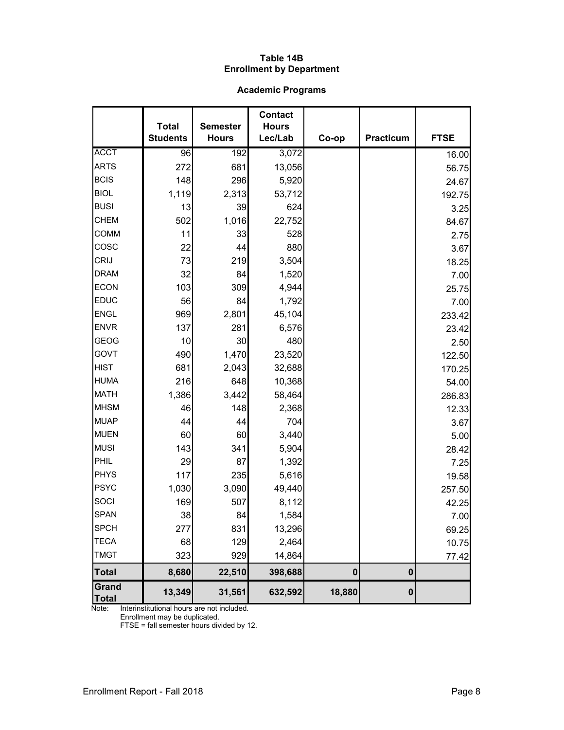# Table 14B
## Enrollment by Department

### Academic Programs

| | Total Students | Semester Hours | Contact Hours Lec/Lab | Co-op | Practicum | FTSE |
|---|---|---|---|---|---|---|
| ACCT | 96 | 192 | 3,072 | | | 16.00 |
| ARTS | 272 | 681 | 13,056 | | | 56.75 |
| BCIS | 148 | 296 | 5,920 | | | 24.67 |
| BIOL | 1,119 | 2,313 | 53,712 | | | 192.75 |
| BUSI | 13 | 39 | 624 | | | 3.25 |
| CHEM | 502 | 1,016 | 22,752 | | | 84.67 |
| COMM | 11 | 33 | 528 | | | 2.75 |
| COSC | 22 | 44 | 880 | | | 3.67 |
| CRIJ | 73 | 219 | 3,504 | | | 18.25 |
| DRAM | 32 | 84 | 1,520 | | | 7.00 |
| ECON | 103 | 309 | 4,944 | | | 25.75 |
| EDUC | 56 | 84 | 1,792 | | | 7.00 |
| ENGL | 969 | 2,801 | 45,104 | | | 233.42 |
| ENVR | 137 | 281 | 6,576 | | | 23.42 |
| GEOG | 10 | 30 | 480 | | | 2.50 |
| GOVT | 490 | 1,470 | 23,520 | | | 122.50 |
| HIST | 681 | 2,043 | 32,688 | | | 170.25 |
| HUMA | 216 | 648 | 10,368 | | | 54.00 |
| MATH | 1,386 | 3,442 | 58,464 | | | 286.83 |
| MHSM | 46 | 148 | 2,368 | | | 12.33 |
| MUAP | 44 | 44 | 704 | | | 3.67 |
| MUEN | 60 | 60 | 3,440 | | | 5.00 |
| MUSI | 143 | 341 | 5,904 | | | 28.42 |
| PHIL | 29 | 87 | 1,392 | | | 7.25 |
| PHYS | 117 | 235 | 5,616 | | | 19.58 |
| PSYC | 1,030 | 3,090 | 49,440 | | | 257.50 |
| SOCI | 169 | 507 | 8,112 | | | 42.25 |
| SPAN | 38 | 84 | 1,584 | | | 7.00 |
| SPCH | 277 | 831 | 13,296 | | | 69.25 |
| TECA | 68 | 129 | 2,464 | | | 10.75 |
| TMGT | 323 | 929 | 14,864 | | | 77.42 |
| **Total** | **8,680** | **22,510** | **398,688** | **0** | **0** | |
| **Grand Total** | **13,349** | **31,561** | **632,592** | **18,880** | **0** | |

Note: Interinstitutional hours are not included.
Enrollment may be duplicated.
FTSE = fall semester hours divided by 12.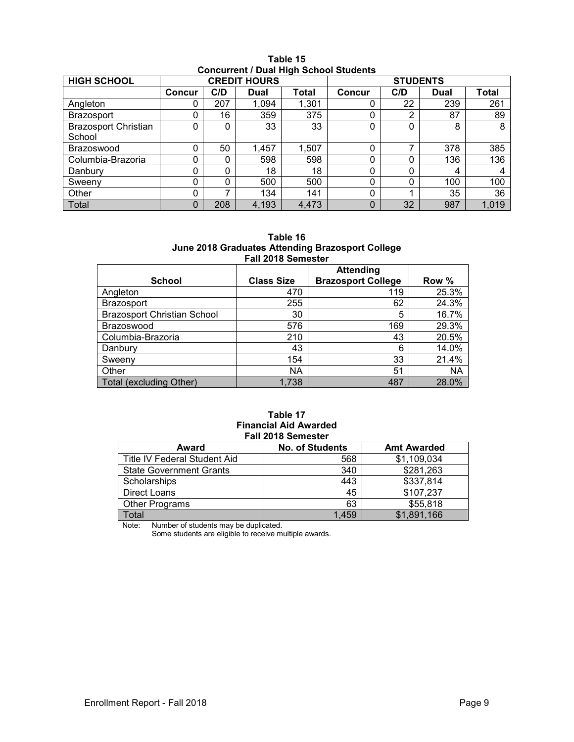**Table 15**
**Concurrent / Dual High School Students**

| HIGH SCHOOL | CREDIT HOURS | | | | STUDENTS | | | |
|---|---|---|---|---|---|---|---|---|
| | Concur | C/D | Dual | Total | Concur | C/D | Dual | Total |
| Angleton | 0 | 207 | 1,094 | 1,301 | 0 | 22 | 239 | 261 |
| Brazosport | 0 | 16 | 359 | 375 | 0 | 2 | 87 | 89 |
| Brazosport Christian School | 0 | 0 | 33 | 33 | 0 | 0 | 8 | 8 |
| Brazoswood | 0 | 50 | 1,457 | 1,507 | 0 | 7 | 378 | 385 |
| Columbia-Brazoria | 0 | 0 | 598 | 598 | 0 | 0 | 136 | 136 |
| Danbury | 0 | 0 | 18 | 18 | 0 | 0 | 4 | 4 |
| Sweeny | 0 | 0 | 500 | 500 | 0 | 0 | 100 | 100 |
| Other | 0 | 7 | 134 | 141 | 0 | 1 | 35 | 36 |
| Total | 0 | 208 | 4,193 | 4,473 | 0 | 32 | 987 | 1,019 |

**Table 16**
**June 2018 Graduates Attending Brazosport College**
**Fall 2018 Semester**

| School | Class Size | Attending Brazosport College | Row % |
|---|---|---|---|
| Angleton | 470 | 119 | 25.3% |
| Brazosport | 255 | 62 | 24.3% |
| Brazosport Christian School | 30 | 5 | 16.7% |
| Brazoswood | 576 | 169 | 29.3% |
| Columbia-Brazoria | 210 | 43 | 20.5% |
| Danbury | 43 | 6 | 14.0% |
| Sweeny | 154 | 33 | 21.4% |
| Other | NA | 51 | NA |
| Total (excluding Other) | 1,738 | 487 | 28.0% |

**Table 17**
**Financial Aid Awarded**
**Fall 2018 Semester**

| Award | No. of Students | Amt Awarded |
|---|---|---|
| Title IV Federal Student Aid | 568 | $1,109,034 |
| State Government Grants | 340 | $281,263 |
| Scholarships | 443 | $337,814 |
| Direct Loans | 45 | $107,237 |
| Other Programs | 63 | $55,818 |
| Total | 1,459 | $1,891,166 |

Note: Number of students may be duplicated.
Some students are eligible to receive multiple awards.